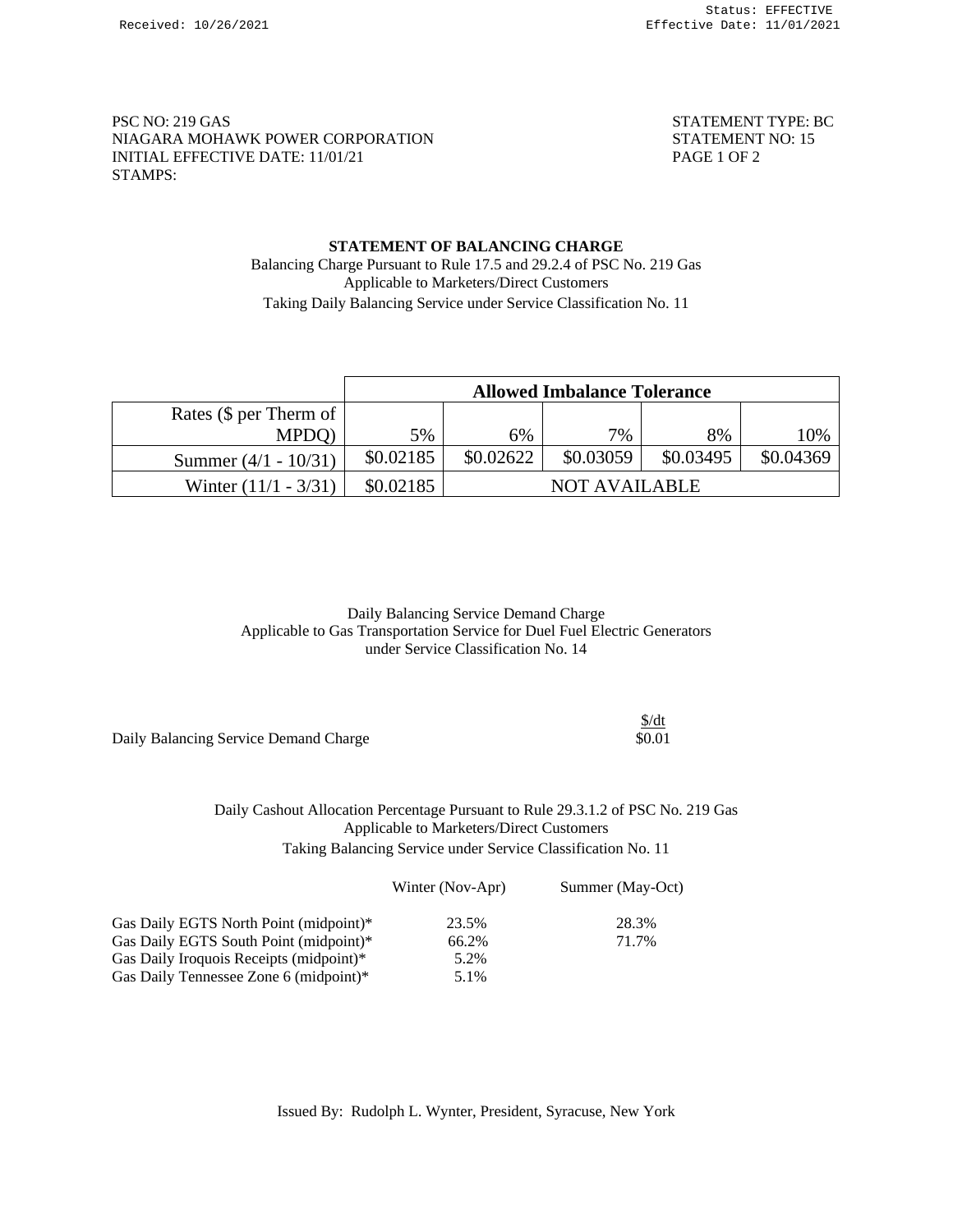PSC NO: 219 GAS
NIAGARA MOHAWK POWER CORPORATION
INITIAL EFFECTIVE DATE: 11/01/21
STAMPS:

STATEMENT TYPE: BC
STATEMENT NO: 15

## STATEMENT OF BALANCING CHARGE

Balancing Charge Pursuant to Rule 17.5 and 29.2.4 of PSC No. 219 Gas
Applicable to Marketers/Direct Customers
Taking Daily Balancing Service under Service Classification No. 11

| | Allowed Imbalance Tolerance | | | | |
|---|---|---|---|---|---|
| Rates ($ per Therm of MPDQ) | 5% | 6% | 7% | 8% | 10% |
| Summer (4/1 - 10/31) | $0.02185 | $0.02622 | $0.03059 | $0.03495 | $0.04369 |
| Winter (11/1 - 3/31) | $0.02185 | NOT AVAILABLE | | | |

Daily Balancing Service Demand Charge
Applicable to Gas Transportation Service for Duel Fuel Electric Generators
under Service Classification No. 14

| | $/dt |
|---|---|
| Daily Balancing Service Demand Charge | $0.01 |

Daily Cashout Allocation Percentage Pursuant to Rule 29.3.1.2 of PSC No. 219 Gas
Applicable to Marketers/Direct Customers
Taking Balancing Service under Service Classification No. 11

| | Winter (Nov-Apr) | Summer (May-Oct) |
|---|---|---|
| Gas Daily EGTS North Point (midpoint)* | 23.5% | 28.3% |
| Gas Daily EGTS South Point (midpoint)* | 66.2% | 71.7% |
| Gas Daily Iroquois Receipts (midpoint)* | 5.2% | |
| Gas Daily Tennessee Zone 6 (midpoint)* | 5.1% | |

Issued By: Rudolph L. Wynter, President, Syracuse, New York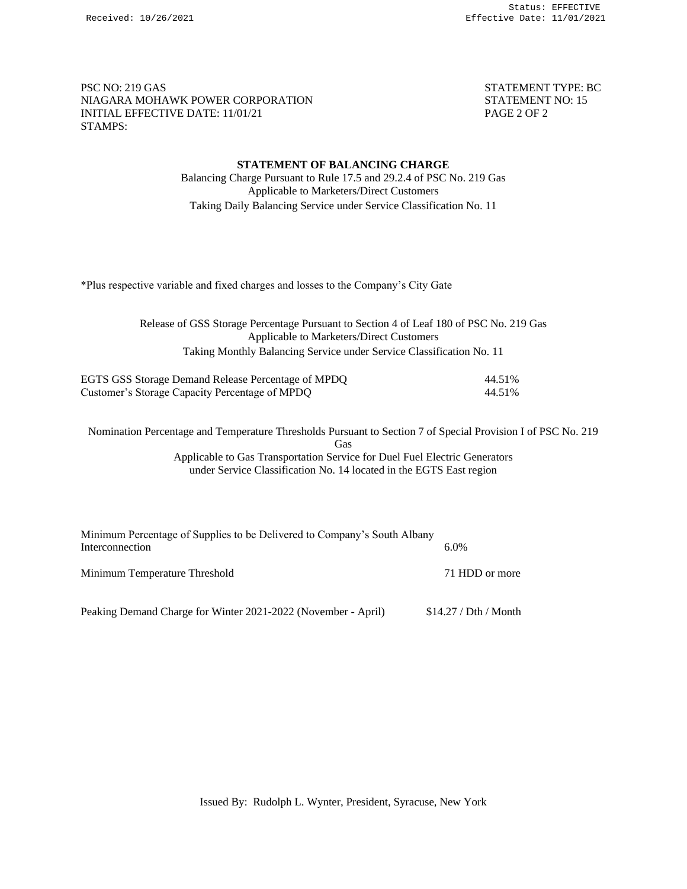PSC NO: 219 GAS
NIAGARA MOHAWK POWER CORPORATION
INITIAL EFFECTIVE DATE: 11/01/21
STAMPS:

STATEMENT TYPE: BC
STATEMENT NO: 15

## STATEMENT OF BALANCING CHARGE

Balancing Charge Pursuant to Rule 17.5 and 29.2.4 of PSC No. 219 Gas
Applicable to Marketers/Direct Customers
Taking Daily Balancing Service under Service Classification No. 11

*Plus respective variable and fixed charges and losses to the Company's City Gate

Release of GSS Storage Percentage Pursuant to Section 4 of Leaf 180 of PSC No. 219 Gas
Applicable to Marketers/Direct Customers
Taking Monthly Balancing Service under Service Classification No. 11

| | |
|---|---|
| EGTS GSS Storage Demand Release Percentage of MPDQ | 44.51% |
| Customer's Storage Capacity Percentage of MPDQ | 44.51% |

Nomination Percentage and Temperature Thresholds Pursuant to Section 7 of Special Provision I of PSC No. 219 Gas
Applicable to Gas Transportation Service for Duel Fuel Electric Generators
under Service Classification No. 14 located in the EGTS East region

| | |
|---|---|
| Minimum Percentage of Supplies to be Delivered to Company's South Albany Interconnection | 6.0% |
| Minimum Temperature Threshold | 71 HDD or more |
| Peaking Demand Charge for Winter 2021-2022 (November - April) | $14.27 / Dth / Month |

Issued By: Rudolph L. Wynter, President, Syracuse, New York